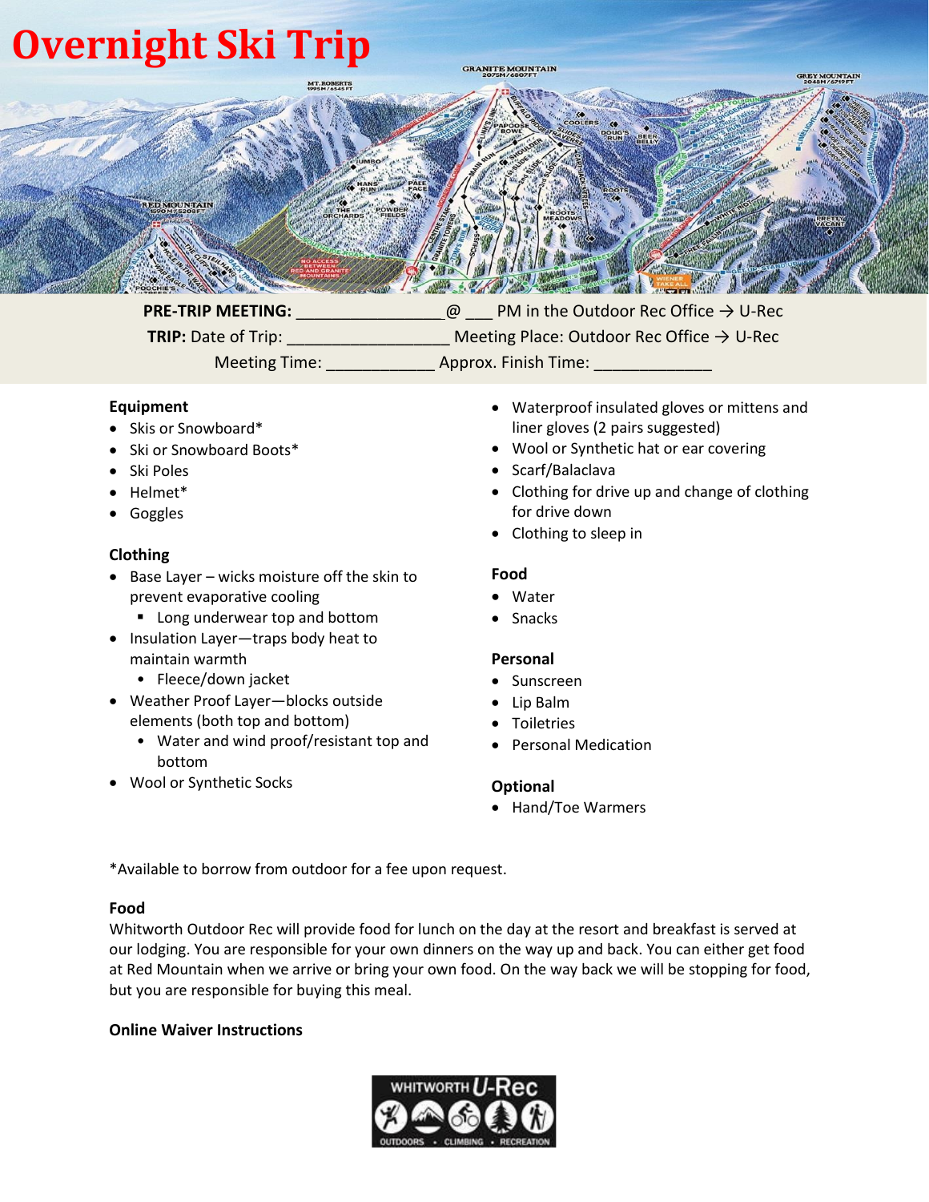# Overnight Ski Trip

**PRE-TRIP MEETING:** ________________@ ___ PM in the Outdoor Rec Office → U-Rec

**TRIP:** Date of Trip: __________________ Meeting Place: Outdoor Rec Office → U-Rec

Meeting Time: ____________ Approx. Finish Time: _____________

**Equipment**

- Skis or Snowboard*
- Ski or Snowboard Boots*
- Ski Poles
- Helmet*
- Goggles

**Clothing**

- Base Layer – wicks moisture off the skin to prevent evaporative cooling
  - Long underwear top and bottom
- Insulation Layer—traps body heat to maintain warmth
  - Fleece/down jacket
- Weather Proof Layer—blocks outside elements (both top and bottom)
  - Water and wind proof/resistant top and bottom
- Wool or Synthetic Socks
- Waterproof insulated gloves or mittens and liner gloves (2 pairs suggested)
- Wool or Synthetic hat or ear covering
- Scarf/Balaclava
- Clothing for drive up and change of clothing for drive down
- Clothing to sleep in

**Food**

- Water
- Snacks

**Personal**

- Sunscreen
- Lip Balm
- Toiletries
- Personal Medication

**Optional**

- Hand/Toe Warmers

*Available to borrow from outdoor for a fee upon request.

**Food**

Whitworth Outdoor Rec will provide food for lunch on the day at the resort and breakfast is served at our lodging. You are responsible for your own dinners on the way up and back. You can either get food at Red Mountain when we arrive or bring your own food. On the way back we will be stopping for food, but you are responsible for buying this meal.

**Online Waiver Instructions**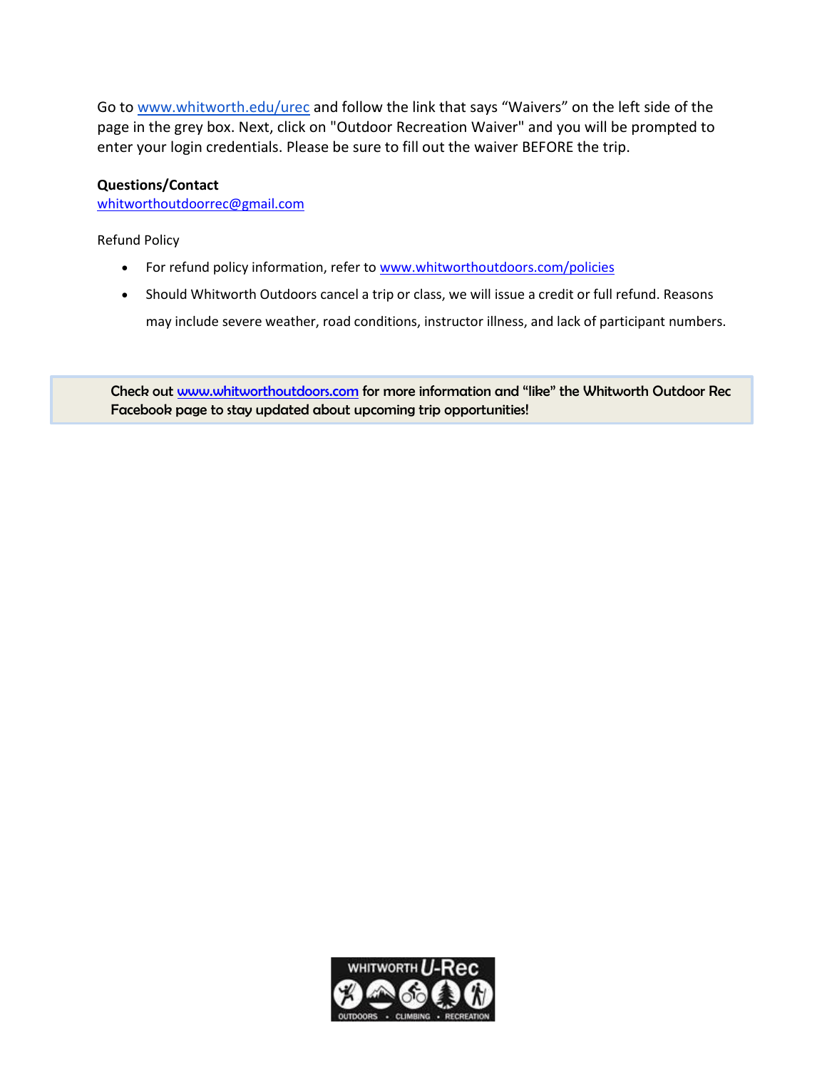Go to www.whitworth.edu/urec and follow the link that says "Waivers" on the left side of the page in the grey box. Next, click on "Outdoor Recreation Waiver" and you will be prompted to enter your login credentials. Please be sure to fill out the waiver BEFORE the trip.

**Questions/Contact**
whitworthoutdoorrec@gmail.com

Refund Policy

- For refund policy information, refer to www.whitworthoutdoors.com/policies
- Should Whitworth Outdoors cancel a trip or class, we will issue a credit or full refund. Reasons may include severe weather, road conditions, instructor illness, and lack of participant numbers.

Check out www.whitworthoutdoors.com for more information and "like" the Whitworth Outdoor Rec Facebook page to stay updated about upcoming trip opportunities!

WHITWORTH U-Rec
OUTDOORS • CLIMBING • RECREATION